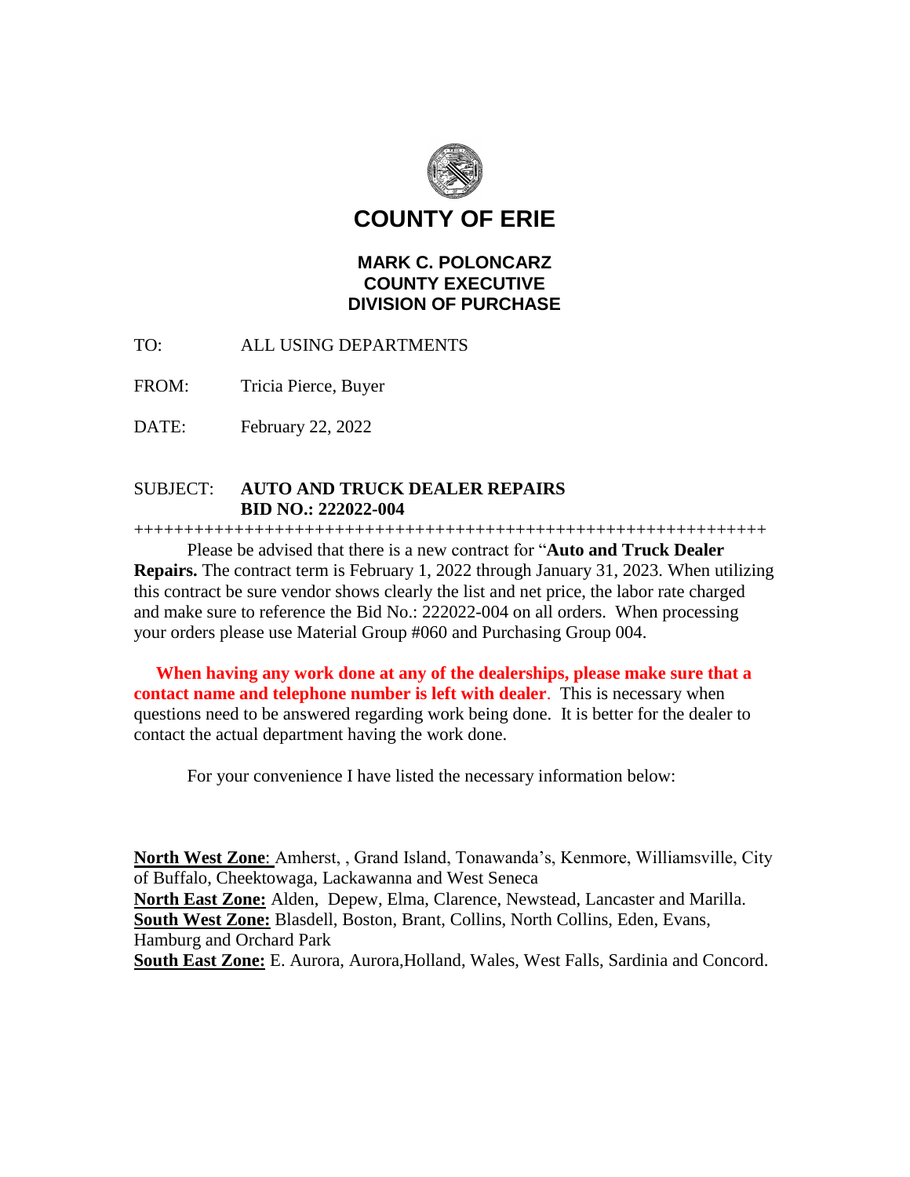# COUNTY OF ERIE

## MARK C. POLONCARZ
## COUNTY EXECUTIVE
## DIVISION OF PURCHASE

TO: ALL USING DEPARTMENTS

FROM: Tricia Pierce, Buyer

DATE: February 22, 2022

SUBJECT: **AUTO AND TRUCK DEALER REPAIRS**
**BID NO.: 222022-004**

++++++++++++++++++++++++++++++++++++++++++++++++++++++++++++++++

Please be advised that there is a new contract for "**Auto and Truck Dealer Repairs.** The contract term is February 1, 2022 through January 31, 2023. When utilizing this contract be sure vendor shows clearly the list and net price, the labor rate charged and make sure to reference the Bid No.: 222022-004 on all orders. When processing your orders please use Material Group #060 and Purchasing Group 004.

**When having any work done at any of the dealerships, please make sure that a contact name and telephone number is left with dealer**. This is necessary when questions need to be answered regarding work being done. It is better for the dealer to contact the actual department having the work done.

For your convenience I have listed the necessary information below:

**North West Zone**: Amherst, , Grand Island, Tonawanda's, Kenmore, Williamsville, City of Buffalo, Cheektowaga, Lackawanna and West Seneca
**North East Zone:** Alden, Depew, Elma, Clarence, Newstead, Lancaster and Marilla.
**South West Zone:** Blasdell, Boston, Brant, Collins, North Collins, Eden, Evans, Hamburg and Orchard Park
**South East Zone:** E. Aurora, Aurora,Holland, Wales, West Falls, Sardinia and Concord.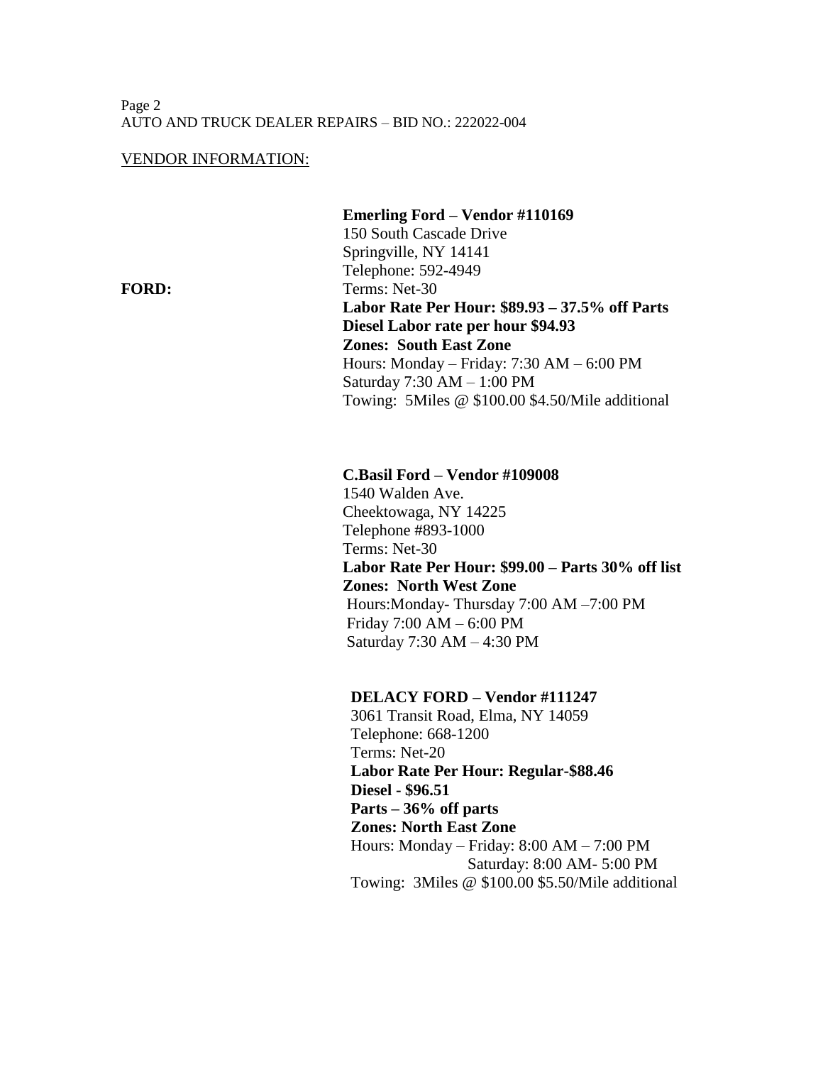VENDOR INFORMATION:

**FORD:**

**Emerling Ford – Vendor #110169**
150 South Cascade Drive
Springville, NY 14141
Telephone: 592-4949
Terms: Net-30
**Labor Rate Per Hour: $89.93 – 37.5% off Parts**
**Diesel Labor rate per hour $94.93**
**Zones: South East Zone**
Hours: Monday – Friday: 7:30 AM – 6:00 PM
Saturday 7:30 AM – 1:00 PM
Towing: 5Miles @ $100.00 $4.50/Mile additional

**C.Basil Ford – Vendor #109008**
1540 Walden Ave.
Cheektowaga, NY 14225
Telephone #893-1000
Terms: Net-30
**Labor Rate Per Hour: $99.00 – Parts 30% off list**
**Zones: North West Zone**
Hours:Monday- Thursday 7:00 AM –7:00 PM
Friday 7:00 AM – 6:00 PM
Saturday 7:30 AM – 4:30 PM

**DELACY FORD – Vendor #111247**
3061 Transit Road, Elma, NY 14059
Telephone: 668-1200
Terms: Net-20
**Labor Rate Per Hour: Regular-$88.46**
**Diesel - $96.51**
**Parts – 36% off parts**
**Zones: North East Zone**
Hours: Monday – Friday: 8:00 AM – 7:00 PM
Saturday: 8:00 AM- 5:00 PM
Towing: 3Miles @ $100.00 $5.50/Mile additional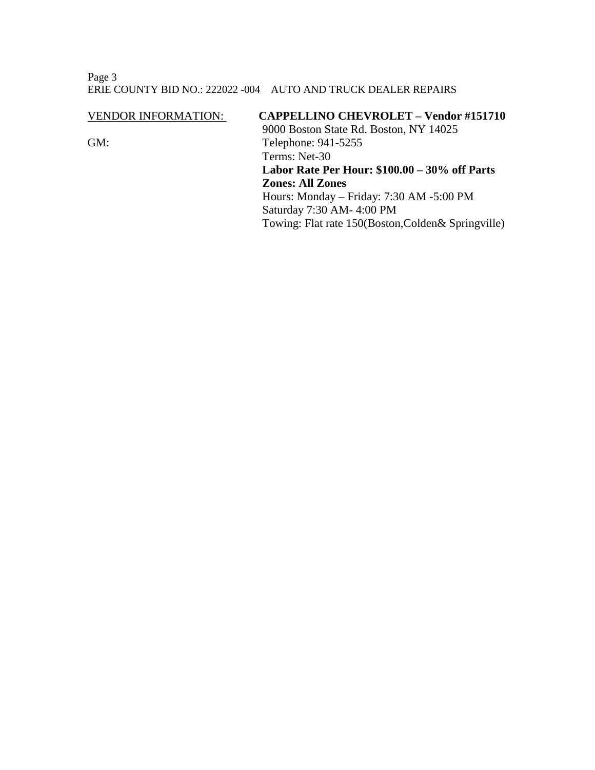ERIE COUNTY BID NO.: 222022 -004    AUTO AND TRUCK DEALER REPAIRS

VENDOR INFORMATION: **CAPPELLINO CHEVROLET – Vendor #151710**
9000 Boston State Rd. Boston, NY 14025

GM: Telephone: 941-5255
Terms: Net-30
**Labor Rate Per Hour: $100.00 – 30% off Parts**
**Zones: All Zones**
Hours: Monday – Friday: 7:30 AM -5:00 PM
Saturday 7:30 AM- 4:00 PM
Towing: Flat rate 150(Boston,Colden& Springville)